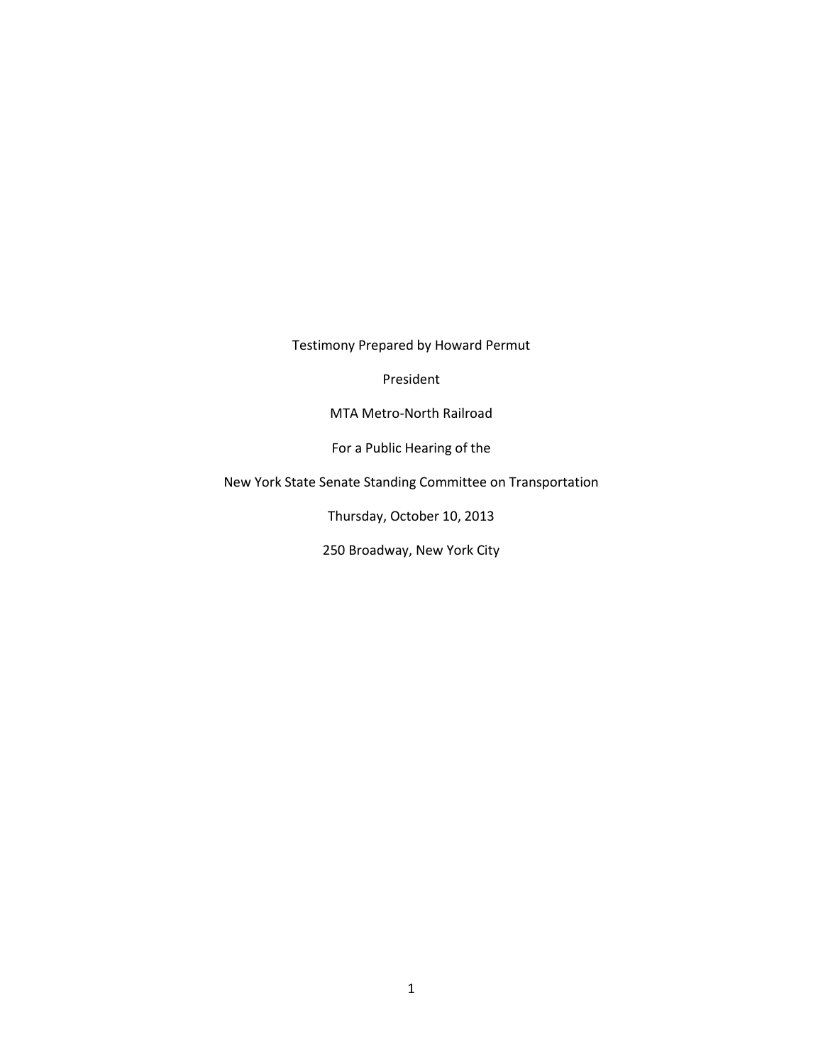Testimony Prepared by Howard Permut

President

MTA Metro-North Railroad

For a Public Hearing of the

New York State Senate Standing Committee on Transportation

Thursday, October 10, 2013

250 Broadway, New York City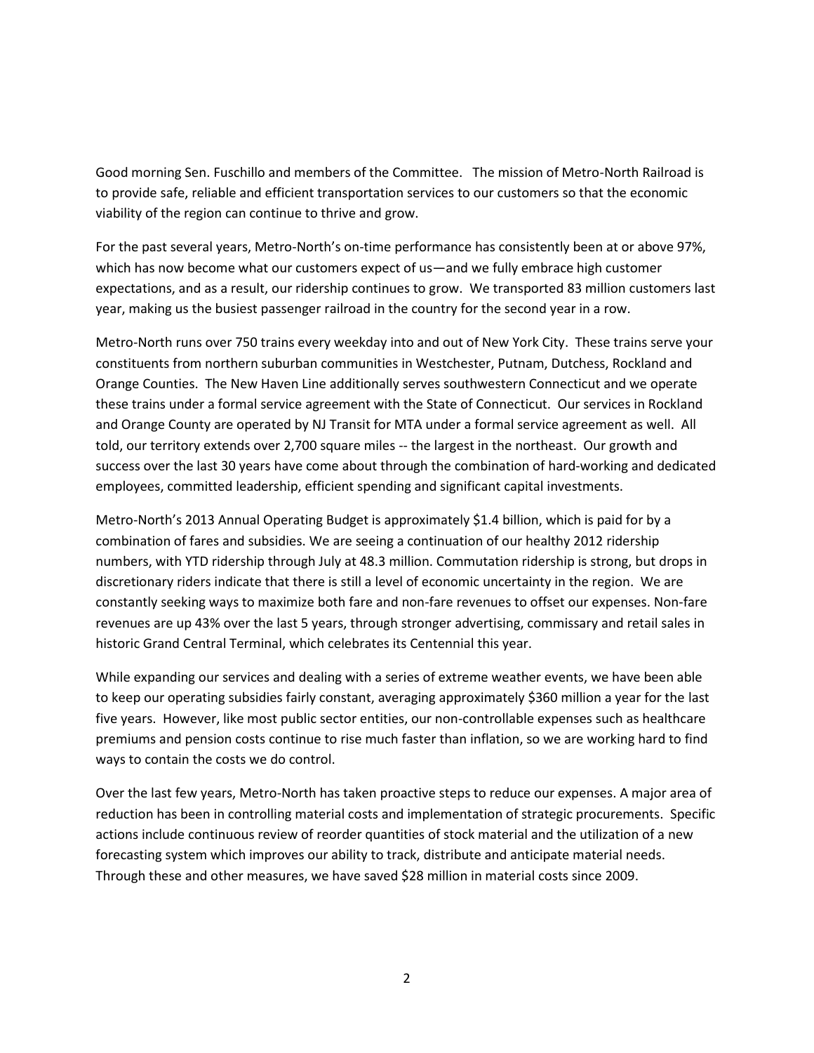Good morning Sen. Fuschillo and members of the Committee. The mission of Metro-North Railroad is to provide safe, reliable and efficient transportation services to our customers so that the economic viability of the region can continue to thrive and grow.

For the past several years, Metro-North's on-time performance has consistently been at or above 97%, which has now become what our customers expect of us—and we fully embrace high customer expectations, and as a result, our ridership continues to grow. We transported 83 million customers last year, making us the busiest passenger railroad in the country for the second year in a row.

Metro-North runs over 750 trains every weekday into and out of New York City. These trains serve your constituents from northern suburban communities in Westchester, Putnam, Dutchess, Rockland and Orange Counties. The New Haven Line additionally serves southwestern Connecticut and we operate these trains under a formal service agreement with the State of Connecticut. Our services in Rockland and Orange County are operated by NJ Transit for MTA under a formal service agreement as well. All told, our territory extends over 2,700 square miles -- the largest in the northeast. Our growth and success over the last 30 years have come about through the combination of hard-working and dedicated employees, committed leadership, efficient spending and significant capital investments.

Metro-North's 2013 Annual Operating Budget is approximately $1.4 billion, which is paid for by a combination of fares and subsidies. We are seeing a continuation of our healthy 2012 ridership numbers, with YTD ridership through July at 48.3 million. Commutation ridership is strong, but drops in discretionary riders indicate that there is still a level of economic uncertainty in the region. We are constantly seeking ways to maximize both fare and non-fare revenues to offset our expenses. Non-fare revenues are up 43% over the last 5 years, through stronger advertising, commissary and retail sales in historic Grand Central Terminal, which celebrates its Centennial this year.

While expanding our services and dealing with a series of extreme weather events, we have been able to keep our operating subsidies fairly constant, averaging approximately $360 million a year for the last five years. However, like most public sector entities, our non-controllable expenses such as healthcare premiums and pension costs continue to rise much faster than inflation, so we are working hard to find ways to contain the costs we do control.

Over the last few years, Metro-North has taken proactive steps to reduce our expenses. A major area of reduction has been in controlling material costs and implementation of strategic procurements. Specific actions include continuous review of reorder quantities of stock material and the utilization of a new forecasting system which improves our ability to track, distribute and anticipate material needs. Through these and other measures, we have saved $28 million in material costs since 2009.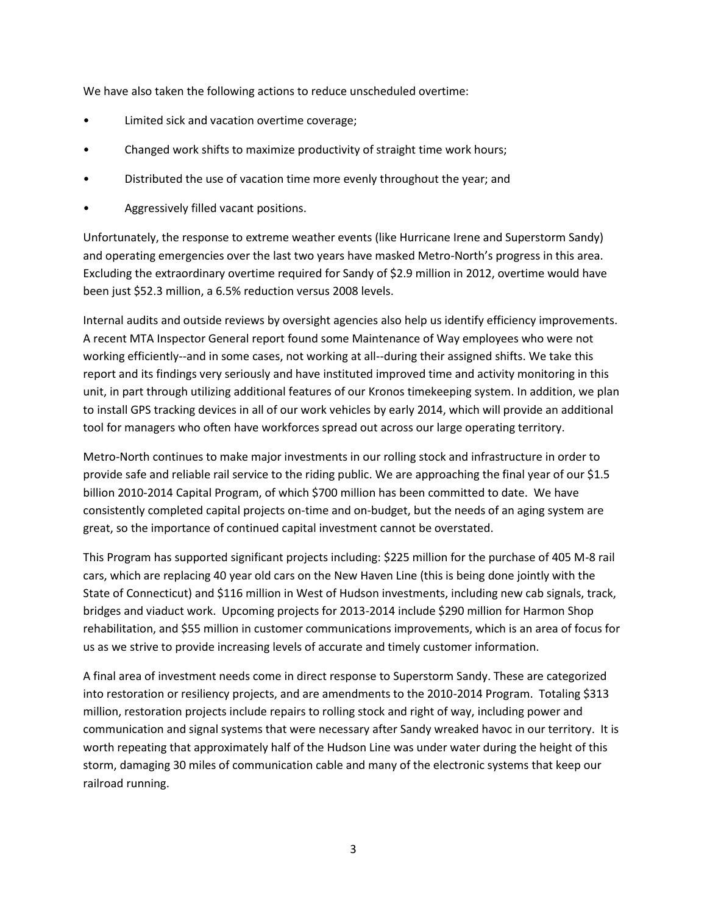We have also taken the following actions to reduce unscheduled overtime:

- Limited sick and vacation overtime coverage;
- Changed work shifts to maximize productivity of straight time work hours;
- Distributed the use of vacation time more evenly throughout the year; and
- Aggressively filled vacant positions.

Unfortunately, the response to extreme weather events (like Hurricane Irene and Superstorm Sandy) and operating emergencies over the last two years have masked Metro-North's progress in this area. Excluding the extraordinary overtime required for Sandy of $2.9 million in 2012, overtime would have been just $52.3 million, a 6.5% reduction versus 2008 levels.

Internal audits and outside reviews by oversight agencies also help us identify efficiency improvements. A recent MTA Inspector General report found some Maintenance of Way employees who were not working efficiently--and in some cases, not working at all--during their assigned shifts. We take this report and its findings very seriously and have instituted improved time and activity monitoring in this unit, in part through utilizing additional features of our Kronos timekeeping system. In addition, we plan to install GPS tracking devices in all of our work vehicles by early 2014, which will provide an additional tool for managers who often have workforces spread out across our large operating territory.

Metro-North continues to make major investments in our rolling stock and infrastructure in order to provide safe and reliable rail service to the riding public. We are approaching the final year of our $1.5 billion 2010-2014 Capital Program, of which $700 million has been committed to date. We have consistently completed capital projects on-time and on-budget, but the needs of an aging system are great, so the importance of continued capital investment cannot be overstated.

This Program has supported significant projects including: $225 million for the purchase of 405 M-8 rail cars, which are replacing 40 year old cars on the New Haven Line (this is being done jointly with the State of Connecticut) and $116 million in West of Hudson investments, including new cab signals, track, bridges and viaduct work. Upcoming projects for 2013-2014 include $290 million for Harmon Shop rehabilitation, and $55 million in customer communications improvements, which is an area of focus for us as we strive to provide increasing levels of accurate and timely customer information.

A final area of investment needs come in direct response to Superstorm Sandy. These are categorized into restoration or resiliency projects, and are amendments to the 2010-2014 Program. Totaling $313 million, restoration projects include repairs to rolling stock and right of way, including power and communication and signal systems that were necessary after Sandy wreaked havoc in our territory. It is worth repeating that approximately half of the Hudson Line was under water during the height of this storm, damaging 30 miles of communication cable and many of the electronic systems that keep our railroad running.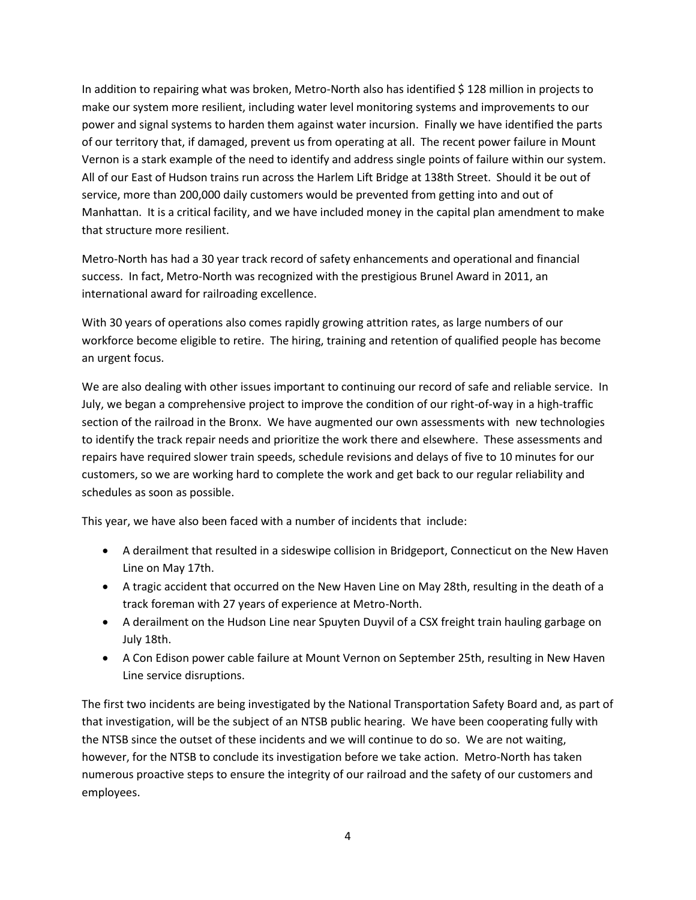In addition to repairing what was broken, Metro-North also has identified $ 128 million in projects to make our system more resilient, including water level monitoring systems and improvements to our power and signal systems to harden them against water incursion. Finally we have identified the parts of our territory that, if damaged, prevent us from operating at all. The recent power failure in Mount Vernon is a stark example of the need to identify and address single points of failure within our system. All of our East of Hudson trains run across the Harlem Lift Bridge at 138th Street. Should it be out of service, more than 200,000 daily customers would be prevented from getting into and out of Manhattan. It is a critical facility, and we have included money in the capital plan amendment to make that structure more resilient.

Metro-North has had a 30 year track record of safety enhancements and operational and financial success. In fact, Metro-North was recognized with the prestigious Brunel Award in 2011, an international award for railroading excellence.

With 30 years of operations also comes rapidly growing attrition rates, as large numbers of our workforce become eligible to retire. The hiring, training and retention of qualified people has become an urgent focus.

We are also dealing with other issues important to continuing our record of safe and reliable service. In July, we began a comprehensive project to improve the condition of our right-of-way in a high-traffic section of the railroad in the Bronx. We have augmented our own assessments with new technologies to identify the track repair needs and prioritize the work there and elsewhere. These assessments and repairs have required slower train speeds, schedule revisions and delays of five to 10 minutes for our customers, so we are working hard to complete the work and get back to our regular reliability and schedules as soon as possible.

This year, we have also been faced with a number of incidents that include:

- A derailment that resulted in a sideswipe collision in Bridgeport, Connecticut on the New Haven Line on May 17th.
- A tragic accident that occurred on the New Haven Line on May 28th, resulting in the death of a track foreman with 27 years of experience at Metro-North.
- A derailment on the Hudson Line near Spuyten Duyvil of a CSX freight train hauling garbage on July 18th.
- A Con Edison power cable failure at Mount Vernon on September 25th, resulting in New Haven Line service disruptions.

The first two incidents are being investigated by the National Transportation Safety Board and, as part of that investigation, will be the subject of an NTSB public hearing. We have been cooperating fully with the NTSB since the outset of these incidents and we will continue to do so. We are not waiting, however, for the NTSB to conclude its investigation before we take action. Metro-North has taken numerous proactive steps to ensure the integrity of our railroad and the safety of our customers and employees.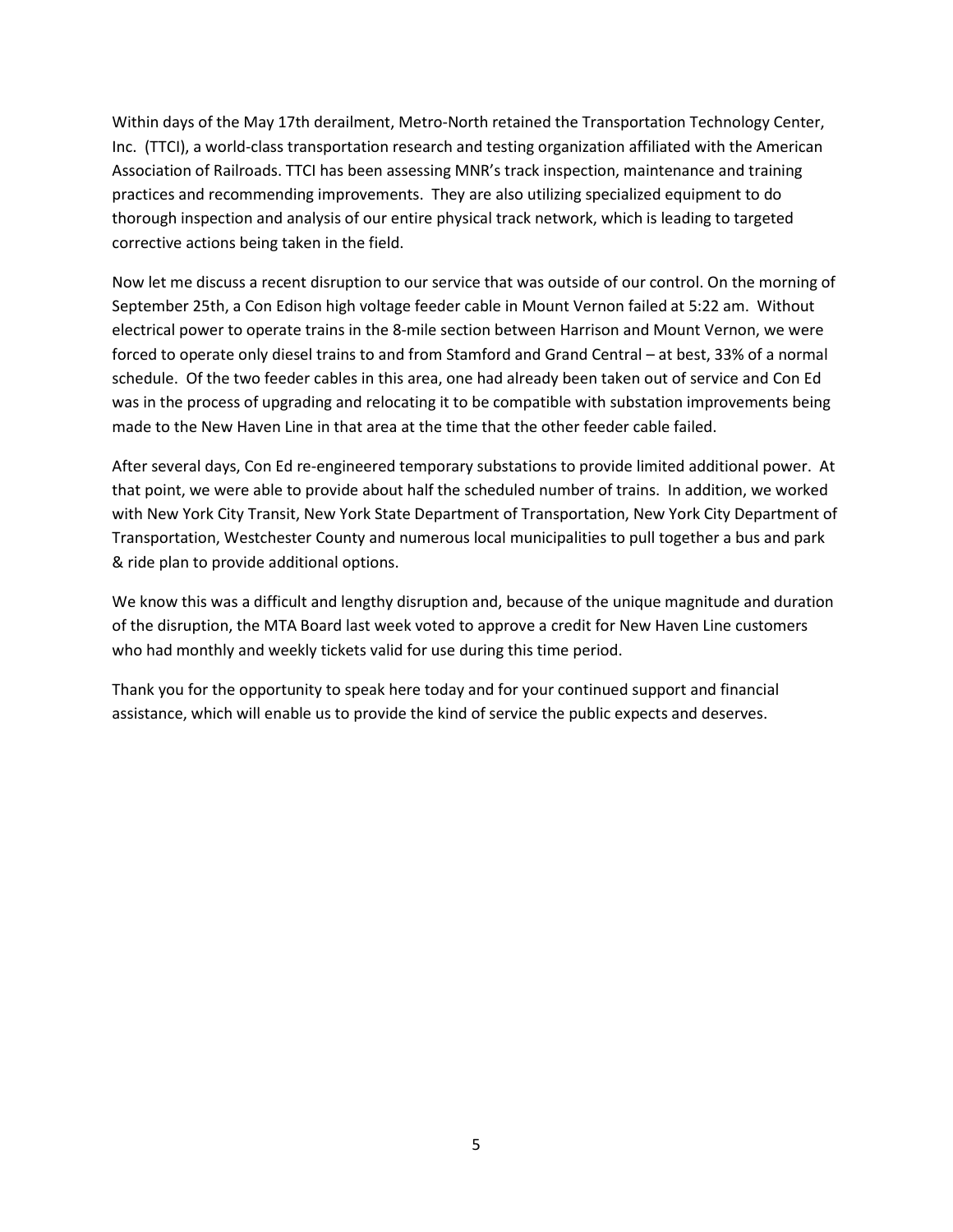Within days of the May 17th derailment, Metro-North retained the Transportation Technology Center, Inc. (TTCI), a world-class transportation research and testing organization affiliated with the American Association of Railroads. TTCI has been assessing MNR's track inspection, maintenance and training practices and recommending improvements. They are also utilizing specialized equipment to do thorough inspection and analysis of our entire physical track network, which is leading to targeted corrective actions being taken in the field.

Now let me discuss a recent disruption to our service that was outside of our control. On the morning of September 25th, a Con Edison high voltage feeder cable in Mount Vernon failed at 5:22 am. Without electrical power to operate trains in the 8-mile section between Harrison and Mount Vernon, we were forced to operate only diesel trains to and from Stamford and Grand Central – at best, 33% of a normal schedule. Of the two feeder cables in this area, one had already been taken out of service and Con Ed was in the process of upgrading and relocating it to be compatible with substation improvements being made to the New Haven Line in that area at the time that the other feeder cable failed.

After several days, Con Ed re-engineered temporary substations to provide limited additional power. At that point, we were able to provide about half the scheduled number of trains. In addition, we worked with New York City Transit, New York State Department of Transportation, New York City Department of Transportation, Westchester County and numerous local municipalities to pull together a bus and park & ride plan to provide additional options.

We know this was a difficult and lengthy disruption and, because of the unique magnitude and duration of the disruption, the MTA Board last week voted to approve a credit for New Haven Line customers who had monthly and weekly tickets valid for use during this time period.

Thank you for the opportunity to speak here today and for your continued support and financial assistance, which will enable us to provide the kind of service the public expects and deserves.